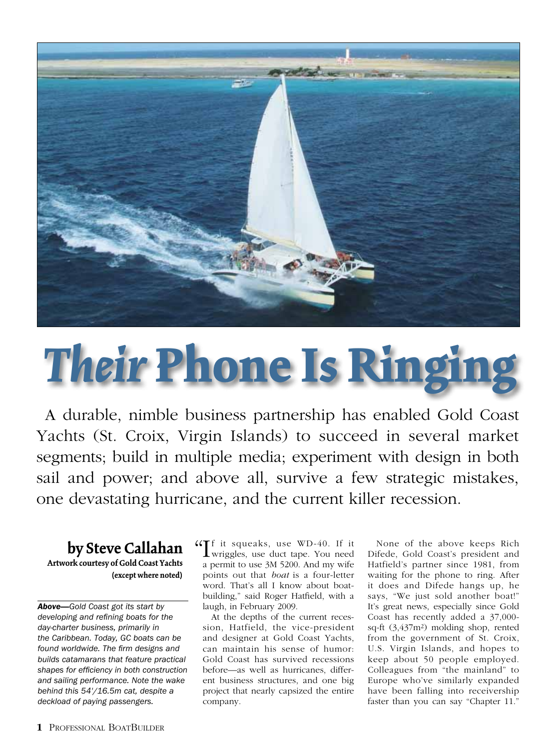# *Their* Phone Is Ringing

A durable, nimble business partnership has enabled Gold Coast Yachts (St. Croix, Virgin Islands) to succeed in several market segments; build in multiple media; experiment with design in both sail and power; and above all, survive a few strategic mistakes, one devastating hurricane, and the current killer recession.

**by Steve Callahan**
**Artwork courtesy of Gold Coast Yachts (except where noted)**

***Above—****Gold Coast got its start by developing and refining boats for the day-charter business, primarily in the Caribbean. Today, GC boats can be found worldwide. The firm designs and builds catamarans that feature practical shapes for efficiency in both construction and sailing performance. Note the wake behind this 54'/16.5m cat, despite a deckload of paying passengers.*

"If it squeaks, use WD-40. If it wriggles, use duct tape. You need a permit to use 3M 5200. And my wife points out that *boat* is a four-letter word. That's all I know about boatbuilding," said Roger Hatfield, with a laugh, in February 2009.

At the depths of the current recession, Hatfield, the vice-president and designer at Gold Coast Yachts, can maintain his sense of humor: Gold Coast has survived recessions before—as well as hurricanes, different business structures, and one big project that nearly capsized the entire company.

None of the above keeps Rich Difede, Gold Coast's president and Hatfield's partner since 1981, from waiting for the phone to ring. After it does and Difede hangs up, he says, "We just sold another boat!" It's great news, especially since Gold Coast has recently added a 37,000-sq-ft (3,437m$^2$) molding shop, rented from the government of St. Croix, U.S. Virgin Islands, and hopes to keep about 50 people employed. Colleagues from "the mainland" to Europe who've similarly expanded have been falling into receivership faster than you can say "Chapter 11."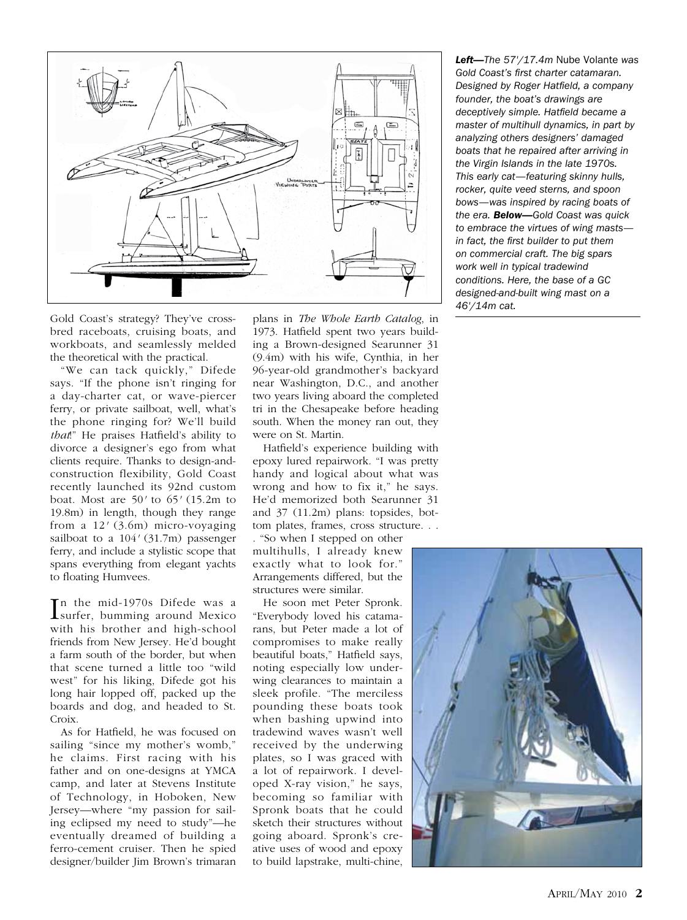*Left—The 57'/17.4m* Nube Volante *was Gold Coast's first charter catamaran. Designed by Roger Hatfield, a company founder, the boat's drawings are deceptively simple. Hatfield became a master of multihull dynamics, in part by analyzing others designers' damaged boats that he repaired after arriving in the Virgin Islands in the late 1970s. This early cat—featuring skinny hulls, rocker, quite veed sterns, and spoon bows—was inspired by racing boats of the era.* ***Below—****Gold Coast was quick to embrace the virtues of wing masts—in fact, the first builder to put them on commercial craft. The big spars work well in typical tradewind conditions. Here, the base of a GC designed-and-built wing mast on a 46'/14m cat.*

Gold Coast's strategy? They've crossbred raceboats, cruising boats, and workboats, and seamlessly melded the theoretical with the practical.

"We can tack quickly," Difede says. "If the phone isn't ringing for a day-charter cat, or wave-piercer ferry, or private sailboat, well, what's the phone ringing for? We'll build *that*!" He praises Hatfield's ability to divorce a designer's ego from what clients require. Thanks to design-and-construction flexibility, Gold Coast recently launched its 92nd custom boat. Most are 50' to 65' (15.2m to 19.8m) in length, though they range from a 12' (3.6m) micro-voyaging sailboat to a 104' (31.7m) passenger ferry, and include a stylistic scope that spans everything from elegant yachts to floating Humvees.

In the mid-1970s Difede was a surfer, bumming around Mexico with his brother and high-school friends from New Jersey. He'd bought a farm south of the border, but when that scene turned a little too "wild west" for his liking, Difede got his long hair lopped off, packed up the boards and dog, and headed to St. Croix.

As for Hatfield, he was focused on sailing "since my mother's womb," he claims. First racing with his father and on one-designs at YMCA camp, and later at Stevens Institute of Technology, in Hoboken, New Jersey—where "my passion for sailing eclipsed my need to study"—he eventually dreamed of building a ferro-cement cruiser. Then he spied designer/builder Jim Brown's trimaran plans in *The Whole Earth Catalog*, in 1973. Hatfield spent two years building a Brown-designed Searunner 31 (9.4m) with his wife, Cynthia, in her 96-year-old grandmother's backyard near Washington, D.C., and another two years living aboard the completed tri in the Chesapeake before heading south. When the money ran out, they were on St. Martin.

Hatfield's experience building with epoxy lured repairwork. "I was pretty handy and logical about what was wrong and how to fix it," he says. He'd memorized both Searunner 31 and 37 (11.2m) plans: topsides, bottom plates, frames, cross structure. . . . "So when I stepped on other multihulls, I already knew exactly what to look for." Arrangements differed, but the structures were similar.

He soon met Peter Spronk. "Everybody loved his catamarans, but Peter made a lot of compromises to make really beautiful boats," Hatfield says, noting especially low underwing clearances to maintain a sleek profile. "The merciless pounding these boats took when bashing upwind into tradewind waves wasn't well received by the underwing plates, so I was graced with a lot of repairwork. I developed X-ray vision," he says, becoming so familiar with Spronk boats that he could sketch their structures without going aboard. Spronk's creative uses of wood and epoxy to build lapstrake, multi-chine,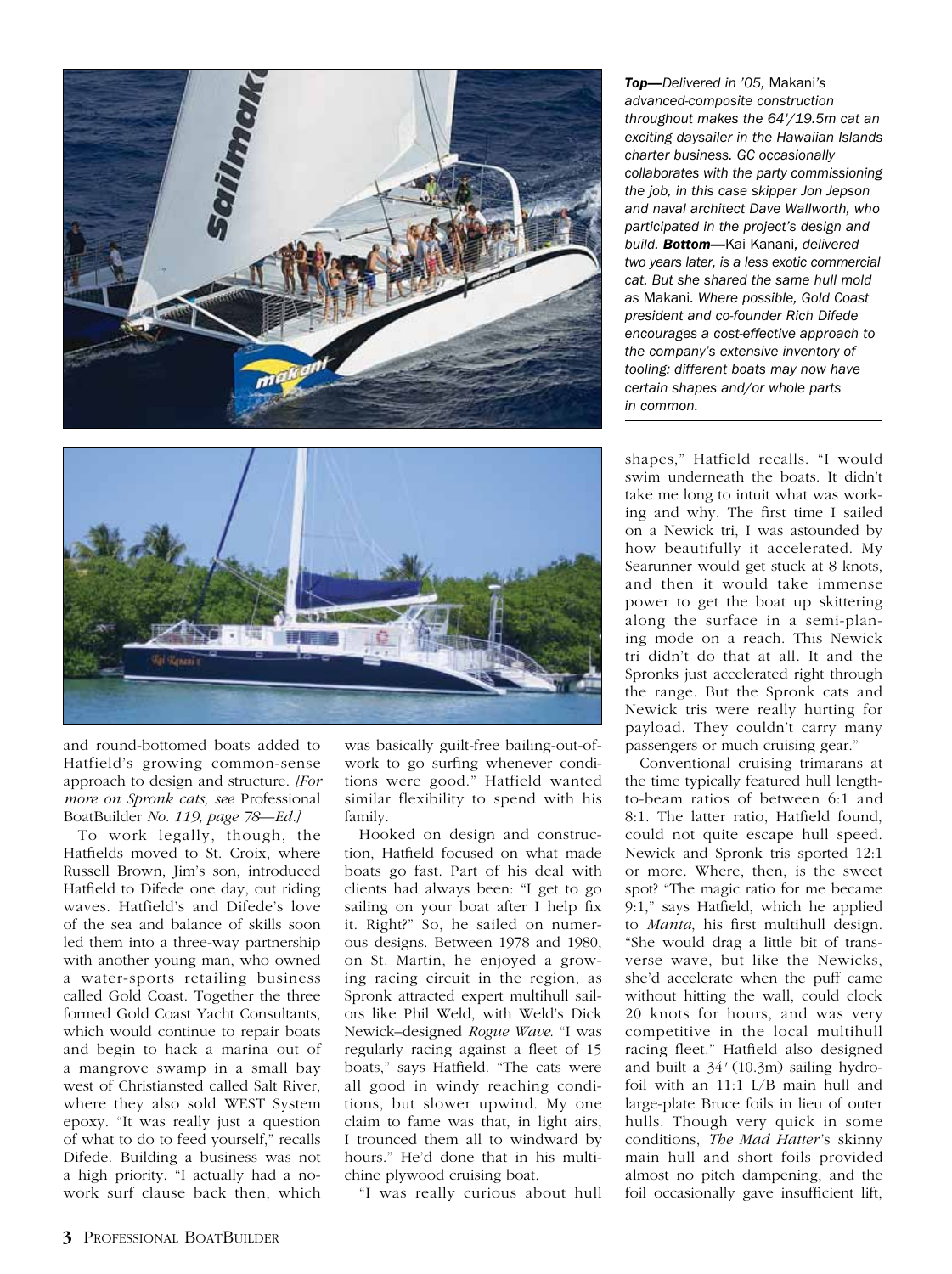***Top—****Delivered in '05,* Makani's *advanced-composite construction throughout makes the 64'/19.5m cat an exciting daysailer in the Hawaiian Islands charter business. GC occasionally collaborates with the party commissioning the job, in this case skipper Jon Jepson and naval architect Dave Wallworth, who participated in the project's design and build.* ***Bottom—***Kai Kanani*, delivered two years later, is a less exotic commercial cat. But she shared the same hull mold as* Makani*. Where possible, Gold Coast president and co-founder Rich Difede encourages a cost-effective approach to the company's extensive inventory of tooling: different boats may now have certain shapes and/or whole parts in common.*

and round-bottomed boats added to Hatfield's growing common-sense approach to design and structure. *[For more on Spronk cats, see* Professional BoatBuilder *No. 119, page 78—Ed.]*

To work legally, though, the Hatfields moved to St. Croix, where Russell Brown, Jim's son, introduced Hatfield to Difede one day, out riding waves. Hatfield's and Difede's love of the sea and balance of skills soon led them into a three-way partnership with another young man, who owned a water-sports retailing business called Gold Coast. Together the three formed Gold Coast Yacht Consultants, which would continue to repair boats and begin to hack a marina out of a mangrove swamp in a small bay west of Christiansted called Salt River, where they also sold WEST System epoxy. "It was really just a question of what to do to feed yourself," recalls Difede. Building a business was not a high priority. "I actually had a no-work surf clause back then, which was basically guilt-free bailing-out-of-work to go surfing whenever conditions were good." Hatfield wanted similar flexibility to spend with his family.

Hooked on design and construction, Hatfield focused on what made boats go fast. Part of his deal with clients had always been: "I get to go sailing on your boat after I help fix it. Right?" So, he sailed on numerous designs. Between 1978 and 1980, on St. Martin, he enjoyed a growing racing circuit in the region, as Spronk attracted expert multihull sailors like Phil Weld, with Weld's Dick Newick–designed *Rogue Wave*. "I was regularly racing against a fleet of 15 boats," says Hatfield. "The cats were all good in windy reaching conditions, but slower upwind. My one claim to fame was that, in light airs, I trounced them all to windward by hours." He'd done that in his multichine plywood cruising boat.

"I was really curious about hull shapes," Hatfield recalls. "I would swim underneath the boats. It didn't take me long to intuit what was working and why. The first time I sailed on a Newick tri, I was astounded by how beautifully it accelerated. My Searunner would get stuck at 8 knots, and then it would take immense power to get the boat up skittering along the surface in a semi-planing mode on a reach. This Newick tri didn't do that at all. It and the Spronks just accelerated right through the range. But the Spronk cats and Newick tris were really hurting for payload. They couldn't carry many passengers or much cruising gear."

Conventional cruising trimarans at the time typically featured hull length-to-beam ratios of between 6:1 and 8:1. The latter ratio, Hatfield found, could not quite escape hull speed. Newick and Spronk tris sported 12:1 or more. Where, then, is the sweet spot? "The magic ratio for me became 9:1," says Hatfield, which he applied to *Manta*, his first multihull design. "She would drag a little bit of transverse wave, but like the Newicks, she'd accelerate when the puff came without hitting the wall, could clock 20 knots for hours, and was very competitive in the local multihull racing fleet." Hatfield also designed and built a 34' (10.3m) sailing hydrofoil with an 11:1 L/B main hull and large-plate Bruce foils in lieu of outer hulls. Though very quick in some conditions, *The Mad Hatter*'s skinny main hull and short foils provided almost no pitch dampening, and the foil occasionally gave insufficient lift,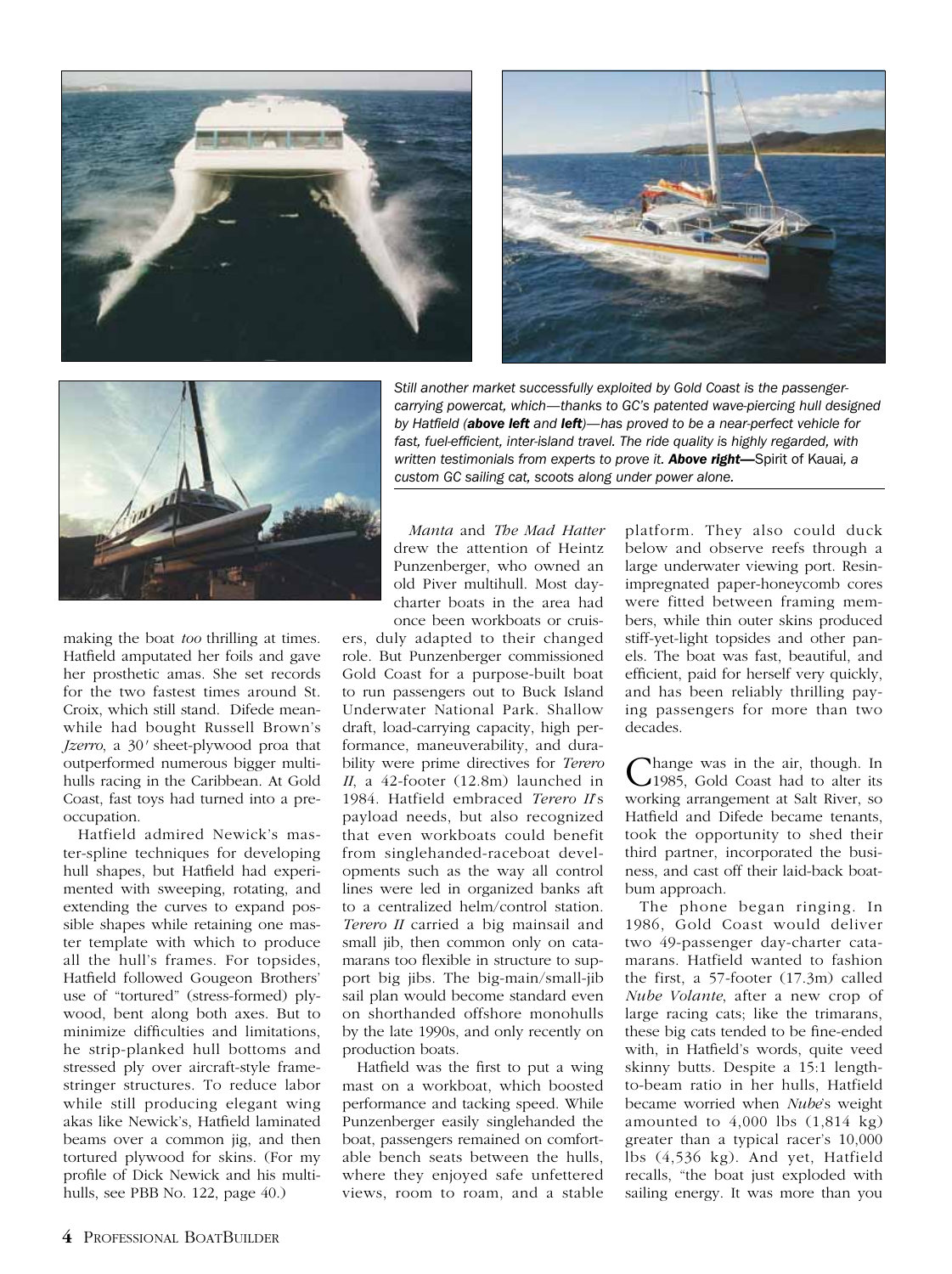*Still another market successfully exploited by Gold Coast is the passenger-carrying powercat, which—thanks to GC's patented wave-piercing hull designed by Hatfield (**above left** and **left**)—has proved to be a near-perfect vehicle for fast, fuel-efficient, inter-island travel. The ride quality is highly regarded, with written testimonials from experts to prove it. **Above right**—*Spirit of Kauai*, a custom GC sailing cat, scoots along under power alone.*

making the boat *too* thrilling at times. Hatfield amputated her foils and gave her prosthetic amas. She set records for the two fastest times around St. Croix, which still stand. Difede meanwhile had bought Russell Brown's *Jzerro*, a 30′ sheet-plywood proa that outperformed numerous bigger multihulls racing in the Caribbean. At Gold Coast, fast toys had turned into a preoccupation.

Hatfield admired Newick's master-spline techniques for developing hull shapes, but Hatfield had experimented with sweeping, rotating, and extending the curves to expand possible shapes while retaining one master template with which to produce all the hull's frames. For topsides, Hatfield followed Gougeon Brothers' use of "tortured" (stress-formed) plywood, bent along both axes. But to minimize difficulties and limitations, he strip-planked hull bottoms and stressed ply over aircraft-style frame-stringer structures. To reduce labor while still producing elegant wing akas like Newick's, Hatfield laminated beams over a common jig, and then tortured plywood for skins. (For my profile of Dick Newick and his multihulls, see PBB No. 122, page 40.)

*Manta* and *The Mad Hatter* drew the attention of Heintz Punzenberger, who owned an old Piver multihull. Most day-charter boats in the area had once been workboats or cruisers, duly adapted to their changed role. But Punzenberger commissioned Gold Coast for a purpose-built boat to run passengers out to Buck Island Underwater National Park. Shallow draft, load-carrying capacity, high performance, maneuverability, and durability were prime directives for *Terero II*, a 42-footer (12.8m) launched in 1984. Hatfield embraced *Terero II*'s payload needs, but also recognized that even workboats could benefit from singlehanded-raceboat developments such as the way all control lines were led in organized banks aft to a centralized helm/control station. *Terero II* carried a big mainsail and small jib, then common only on catamarans too flexible in structure to support big jibs. The big-main/small-jib sail plan would become standard even on shorthanded offshore monohulls by the late 1990s, and only recently on production boats.

Hatfield was the first to put a wing mast on a workboat, which boosted performance and tacking speed. While Punzenberger easily singlehanded the boat, passengers remained on comfortable bench seats between the hulls, where they enjoyed safe unfettered views, room to roam, and a stable platform. They also could duck below and observe reefs through a large underwater viewing port. Resin-impregnated paper-honeycomb cores were fitted between framing members, while thin outer skins produced stiff-yet-light topsides and other panels. The boat was fast, beautiful, and efficient, paid for herself very quickly, and has been reliably thrilling paying passengers for more than two decades.

Change was in the air, though. In 1985, Gold Coast had to alter its working arrangement at Salt River, so Hatfield and Difede became tenants, took the opportunity to shed their third partner, incorporated the business, and cast off their laid-back boatbum approach.

The phone began ringing. In 1986, Gold Coast would deliver two 49-passenger day-charter catamarans. Hatfield wanted to fashion the first, a 57-footer (17.3m) called *Nube Volante*, after a new crop of large racing cats; like the trimarans, these big cats tended to be fine-ended with, in Hatfield's words, quite veed skinny butts. Despite a 15:1 length-to-beam ratio in her hulls, Hatfield became worried when *Nube*'s weight amounted to 4,000 lbs (1,814 kg) greater than a typical racer's 10,000 lbs (4,536 kg). And yet, Hatfield recalls, "the boat just exploded with sailing energy. It was more than you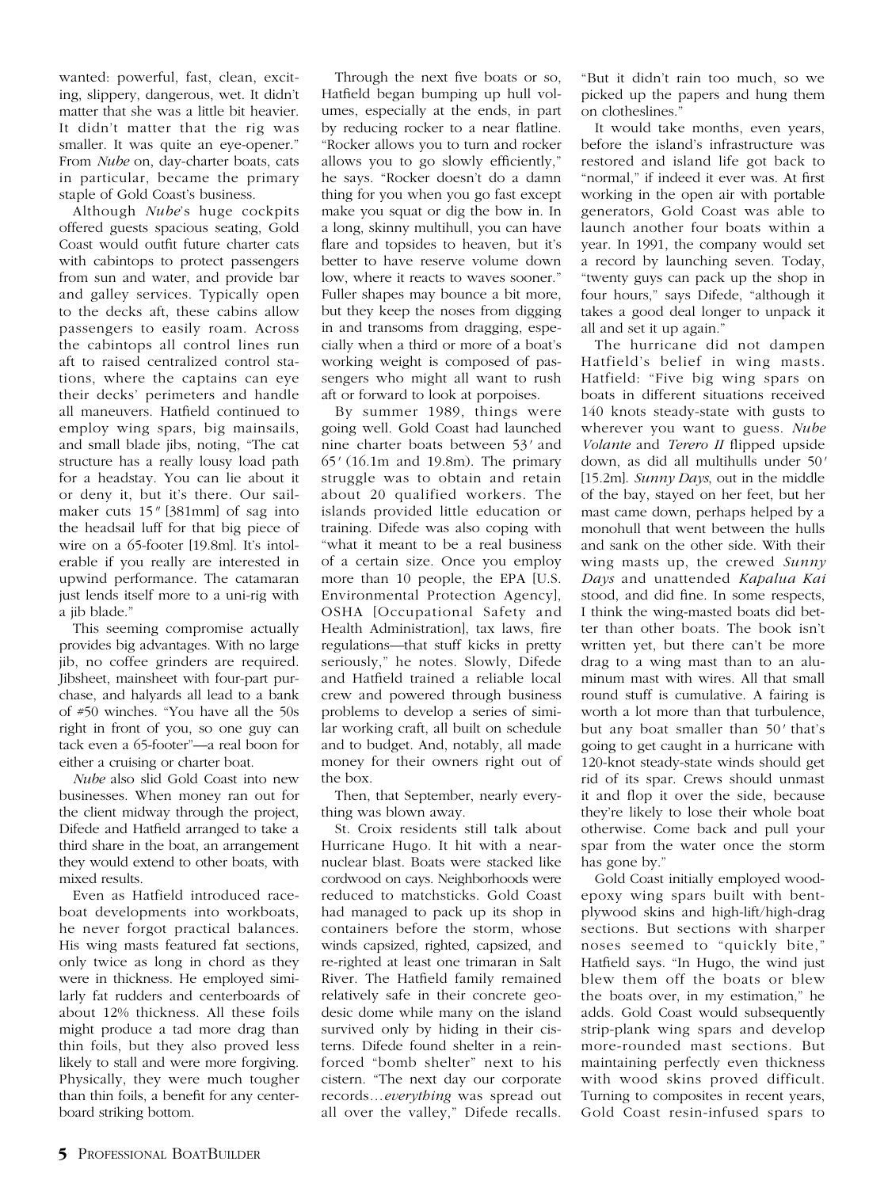wanted: powerful, fast, clean, exciting, slippery, dangerous, wet. It didn't matter that she was a little bit heavier. It didn't matter that the rig was smaller. It was quite an eye-opener." From *Nube* on, day-charter boats, cats in particular, became the primary staple of Gold Coast's business.

Although *Nube*'s huge cockpits offered guests spacious seating, Gold Coast would outfit future charter cats with cabintops to protect passengers from sun and water, and provide bar and galley services. Typically open to the decks aft, these cabins allow passengers to easily roam. Across the cabintops all control lines run aft to raised centralized control stations, where the captains can eye their decks' perimeters and handle all maneuvers. Hatfield continued to employ wing spars, big mainsails, and small blade jibs, noting, "The cat structure has a really lousy load path for a headstay. You can lie about it or deny it, but it's there. Our sailmaker cuts 15″ [381mm] of sag into the headsail luff for that big piece of wire on a 65-footer [19.8m]. It's intolerable if you really are interested in upwind performance. The catamaran just lends itself more to a uni-rig with a jib blade."

This seeming compromise actually provides big advantages. With no large jib, no coffee grinders are required. Jibsheet, mainsheet with four-part purchase, and halyards all lead to a bank of #50 winches. "You have all the 50s right in front of you, so one guy can tack even a 65-footer"—a real boon for either a cruising or charter boat.

*Nube* also slid Gold Coast into new businesses. When money ran out for the client midway through the project, Difede and Hatfield arranged to take a third share in the boat, an arrangement they would extend to other boats, with mixed results.

Even as Hatfield introduced race-boat developments into workboats, he never forgot practical balances. His wing masts featured fat sections, only twice as long in chord as they were in thickness. He employed similarly fat rudders and centerboards of about 12% thickness. All these foils might produce a tad more drag than thin foils, but they also proved less likely to stall and were more forgiving. Physically, they were much tougher than thin foils, a benefit for any centerboard striking bottom.

Through the next five boats or so, Hatfield began bumping up hull volumes, especially at the ends, in part by reducing rocker to a near flatline. "Rocker allows you to turn and rocker allows you to go slowly efficiently," he says. "Rocker doesn't do a damn thing for you when you go fast except make you squat or dig the bow in. In a long, skinny multihull, you can have flare and topsides to heaven, but it's better to have reserve volume down low, where it reacts to waves sooner." Fuller shapes may bounce a bit more, but they keep the noses from digging in and transoms from dragging, especially when a third or more of a boat's working weight is composed of passengers who might all want to rush aft or forward to look at porpoises.

By summer 1989, things were going well. Gold Coast had launched nine charter boats between 53′ and 65′ (16.1m and 19.8m). The primary struggle was to obtain and retain about 20 qualified workers. The islands provided little education or training. Difede was also coping with "what it meant to be a real business of a certain size. Once you employ more than 10 people, the EPA [U.S. Environmental Protection Agency], OSHA [Occupational Safety and Health Administration], tax laws, fire regulations—that stuff kicks in pretty seriously," he notes. Slowly, Difede and Hatfield trained a reliable local crew and powered through business problems to develop a series of similar working craft, all built on schedule and to budget. And, notably, all made money for their owners right out of the box.

Then, that September, nearly everything was blown away.

St. Croix residents still talk about Hurricane Hugo. It hit with a near-nuclear blast. Boats were stacked like cordwood on cays. Neighborhoods were reduced to matchsticks. Gold Coast had managed to pack up its shop in containers before the storm, whose winds capsized, righted, capsized, and re-righted at least one trimaran in Salt River. The Hatfield family remained relatively safe in their concrete geodesic dome while many on the island survived only by hiding in their cisterns. Difede found shelter in a reinforced "bomb shelter" next to his cistern. "The next day our corporate records…*everything* was spread out all over the valley," Difede recalls. "But it didn't rain too much, so we picked up the papers and hung them on clotheslines."

It would take months, even years, before the island's infrastructure was restored and island life got back to "normal," if indeed it ever was. At first working in the open air with portable generators, Gold Coast was able to launch another four boats within a year. In 1991, the company would set a record by launching seven. Today, "twenty guys can pack up the shop in four hours," says Difede, "although it takes a good deal longer to unpack it all and set it up again."

The hurricane did not dampen Hatfield's belief in wing masts. Hatfield: "Five big wing spars on boats in different situations received 140 knots steady-state with gusts to wherever you want to guess. *Nube Volante* and *Terero II* flipped upside down, as did all multihulls under 50′ [15.2m]. *Sunny Days,* out in the middle of the bay, stayed on her feet, but her mast came down, perhaps helped by a monohull that went between the hulls and sank on the other side. With their wing masts up, the crewed *Sunny Days* and unattended *Kapalua Kai* stood, and did fine. In some respects, I think the wing-masted boats did better than other boats. The book isn't written yet, but there can't be more drag to a wing mast than to an aluminum mast with wires. All that small round stuff is cumulative. A fairing is worth a lot more than that turbulence, but any boat smaller than 50′ that's going to get caught in a hurricane with 120-knot steady-state winds should get rid of its spar. Crews should unmast it and flop it over the side, because they're likely to lose their whole boat otherwise. Come back and pull your spar from the water once the storm has gone by."

Gold Coast initially employed wood-epoxy wing spars built with bent-plywood skins and high-lift/high-drag sections. But sections with sharper noses seemed to "quickly bite," Hatfield says. "In Hugo, the wind just blew them off the boats or blew the boats over, in my estimation," he adds. Gold Coast would subsequently strip-plank wing spars and develop more-rounded mast sections. But maintaining perfectly even thickness with wood skins proved difficult. Turning to composites in recent years, Gold Coast resin-infused spars to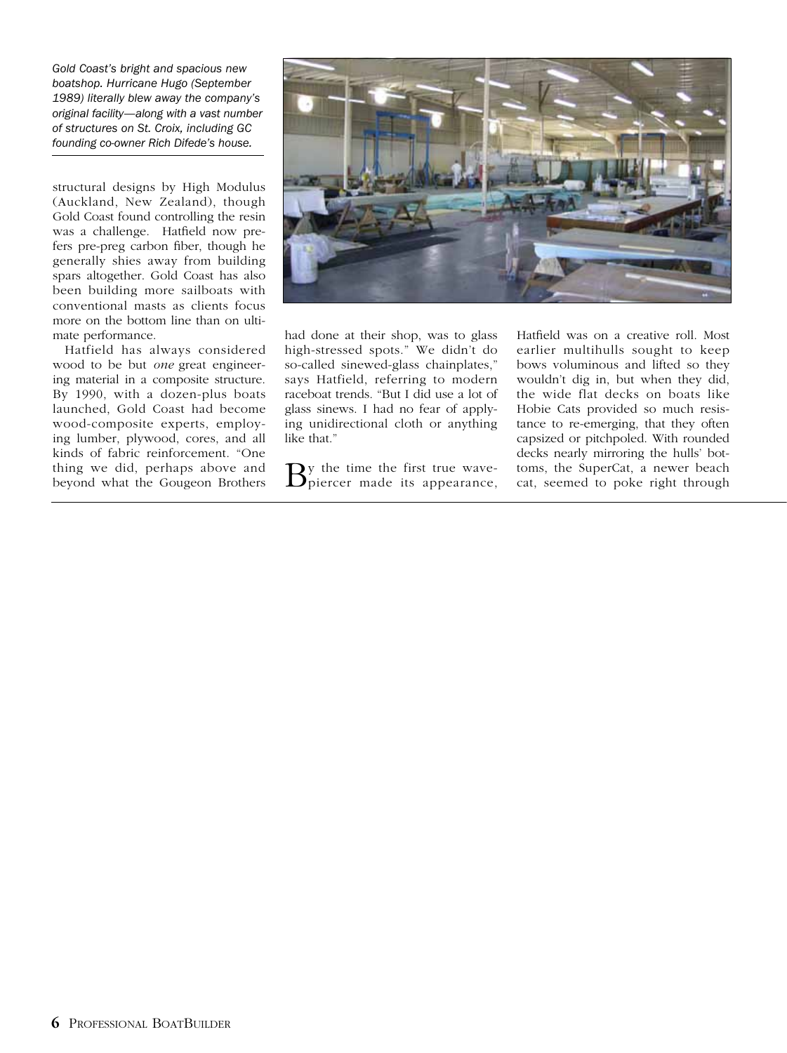*Gold Coast's bright and spacious new boatshop. Hurricane Hugo (September 1989) literally blew away the company's original facility—along with a vast number of structures on St. Croix, including GC founding co-owner Rich Difede's house.*

structural designs by High Modulus (Auckland, New Zealand), though Gold Coast found controlling the resin was a challenge. Hatfield now prefers pre-preg carbon fiber, though he generally shies away from building spars altogether. Gold Coast has also been building more sailboats with conventional masts as clients focus more on the bottom line than on ultimate performance.

Hatfield has always considered wood to be but *one* great engineering material in a composite structure. By 1990, with a dozen-plus boats launched, Gold Coast had become wood-composite experts, employing lumber, plywood, cores, and all kinds of fabric reinforcement. "One thing we did, perhaps above and beyond what the Gougeon Brothers had done at their shop, was to glass high-stressed spots." We didn't do so-called sinewed-glass chainplates," says Hatfield, referring to modern raceboat trends. "But I did use a lot of glass sinews. I had no fear of applying unidirectional cloth or anything like that."

By the time the first true wavepiercer made its appearance, Hatfield was on a creative roll. Most earlier multihulls sought to keep bows voluminous and lifted so they wouldn't dig in, but when they did, the wide flat decks on boats like Hobie Cats provided so much resistance to re-emerging, that they often capsized or pitchpoled. With rounded decks nearly mirroring the hulls' bottoms, the SuperCat, a newer beach cat, seemed to poke right through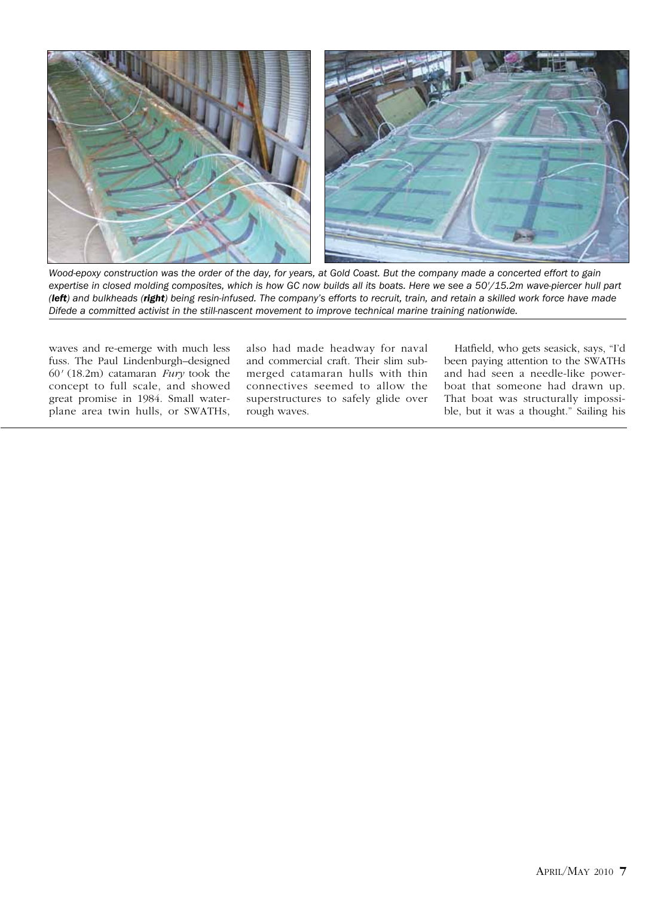*Wood-epoxy construction was the order of the day, for years, at Gold Coast. But the company made a concerted effort to gain expertise in closed molding composites, which is how GC now builds all its boats. Here we see a 50'/15.2m wave-piercer hull part (**left**) and bulkheads (**right**) being resin-infused. The company's efforts to recruit, train, and retain a skilled work force have made Difede a committed activist in the still-nascent movement to improve technical marine training nationwide.*

waves and re-emerge with much less fuss. The Paul Lindenburgh–designed 60′ (18.2m) catamaran *Fury* took the concept to full scale, and showed great promise in 1984. Small waterplane area twin hulls, or SWATHs, also had made headway for naval and commercial craft. Their slim submerged catamaran hulls with thin connectives seemed to allow the superstructures to safely glide over rough waves.

Hatfield, who gets seasick, says, "I'd been paying attention to the SWATHs and had seen a needle-like powerboat that someone had drawn up. That boat was structurally impossible, but it was a thought." Sailing his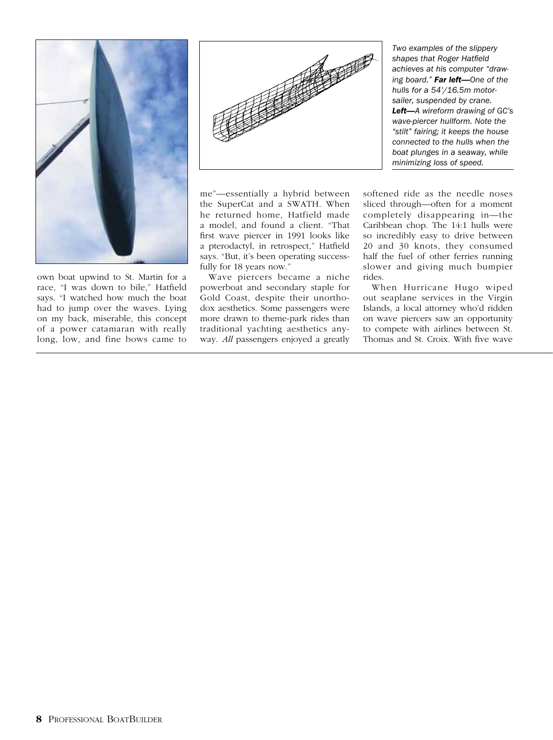*Two examples of the slippery shapes that Roger Hatfield achieves at his computer "drawing board."* ***Far left—****One of the hulls for a 54'/16.5m motorsailer, suspended by crane.* ***Left—****A wireform drawing of GC's wave-piercer hullform. Note the "stilt" fairing; it keeps the house connected to the hulls when the boat plunges in a seaway, while minimizing loss of speed.*

own boat upwind to St. Martin for a race, "I was down to bile," Hatfield says. "I watched how much the boat had to jump over the waves. Lying on my back, miserable, this concept of a power catamaran with really long, low, and fine bows came to me"—essentially a hybrid between the SuperCat and a SWATH. When he returned home, Hatfield made a model, and found a client. "That first wave piercer in 1991 looks like a pterodactyl, in retrospect," Hatfield says. "But, it's been operating successfully for 18 years now."

Wave piercers became a niche powerboat and secondary staple for Gold Coast, despite their unorthodox aesthetics. Some passengers were more drawn to theme-park rides than traditional yachting aesthetics anyway. *All* passengers enjoyed a greatly softened ride as the needle noses sliced through—often for a moment completely disappearing in—the Caribbean chop. The 14:1 hulls were so incredibly easy to drive between 20 and 30 knots, they consumed half the fuel of other ferries running slower and giving much bumpier rides.

When Hurricane Hugo wiped out seaplane services in the Virgin Islands, a local attorney who'd ridden on wave piercers saw an opportunity to compete with airlines between St. Thomas and St. Croix. With five wave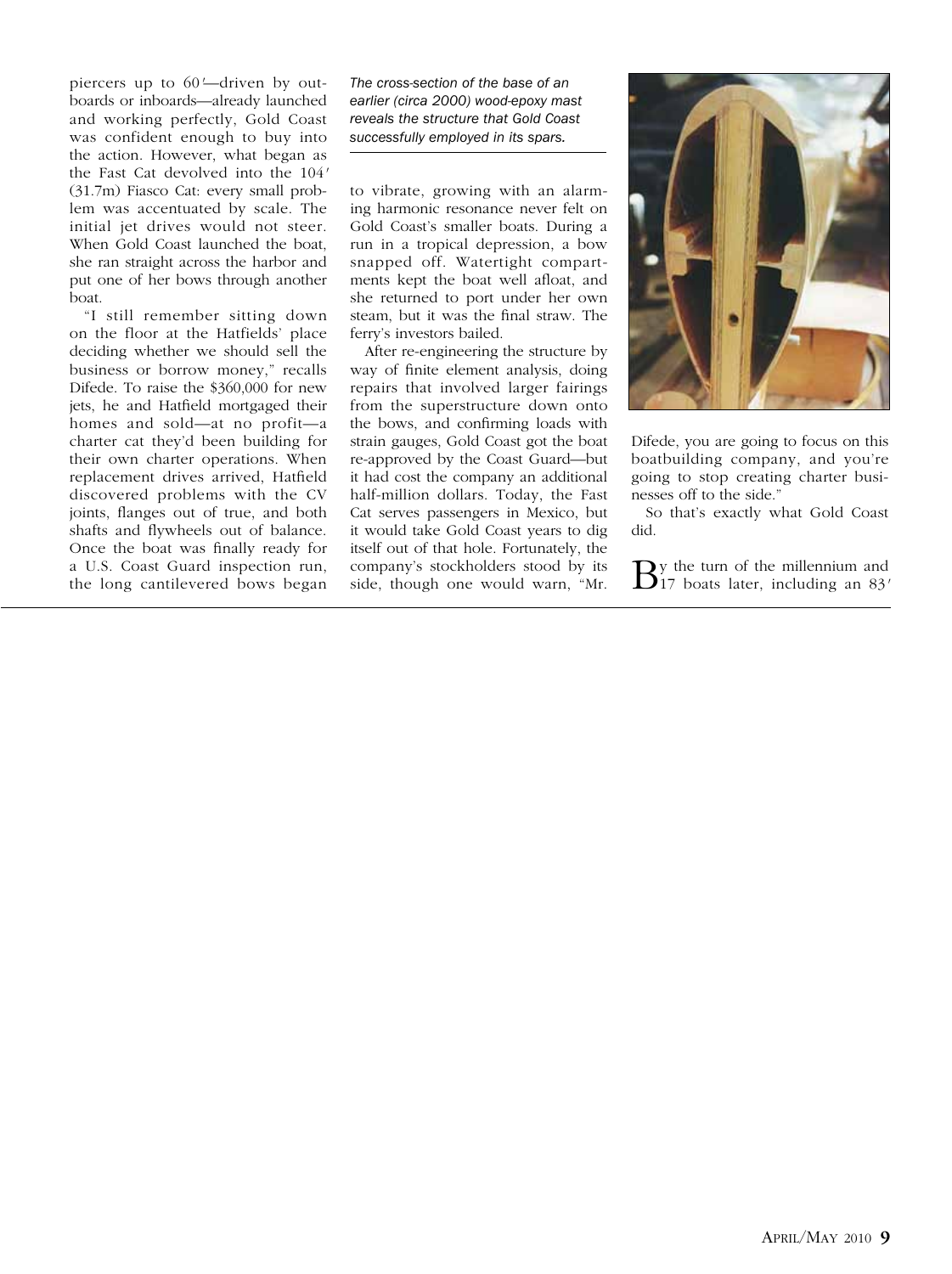piercers up to 60′—driven by outboards or inboards—already launched and working perfectly, Gold Coast was confident enough to buy into the action. However, what began as the Fast Cat devolved into the 104′ (31.7m) Fiasco Cat: every small problem was accentuated by scale. The initial jet drives would not steer. When Gold Coast launched the boat, she ran straight across the harbor and put one of her bows through another boat.

"I still remember sitting down on the floor at the Hatfields' place deciding whether we should sell the business or borrow money," recalls Difede. To raise the $360,000 for new jets, he and Hatfield mortgaged their homes and sold—at no profit—a charter cat they'd been building for their own charter operations. When replacement drives arrived, Hatfield discovered problems with the CV joints, flanges out of true, and both shafts and flywheels out of balance. Once the boat was finally ready for a U.S. Coast Guard inspection run, the long cantilevered bows began to vibrate, growing with an alarming harmonic resonance never felt on Gold Coast's smaller boats. During a run in a tropical depression, a bow snapped off. Watertight compartments kept the boat well afloat, and she returned to port under her own steam, but it was the final straw. The ferry's investors bailed.

*The cross-section of the base of an earlier (circa 2000) wood-epoxy mast reveals the structure that Gold Coast successfully employed in its spars.*

After re-engineering the structure by way of finite element analysis, doing repairs that involved larger fairings from the superstructure down onto the bows, and confirming loads with strain gauges, Gold Coast got the boat re-approved by the Coast Guard—but it had cost the company an additional half-million dollars. Today, the Fast Cat serves passengers in Mexico, but it would take Gold Coast years to dig itself out of that hole. Fortunately, the company's stockholders stood by its side, though one would warn, "Mr. Difede, you are going to focus on this boatbuilding company, and you're going to stop creating charter businesses off to the side."

So that's exactly what Gold Coast did.

By the turn of the millennium and 17 boats later, including an 83′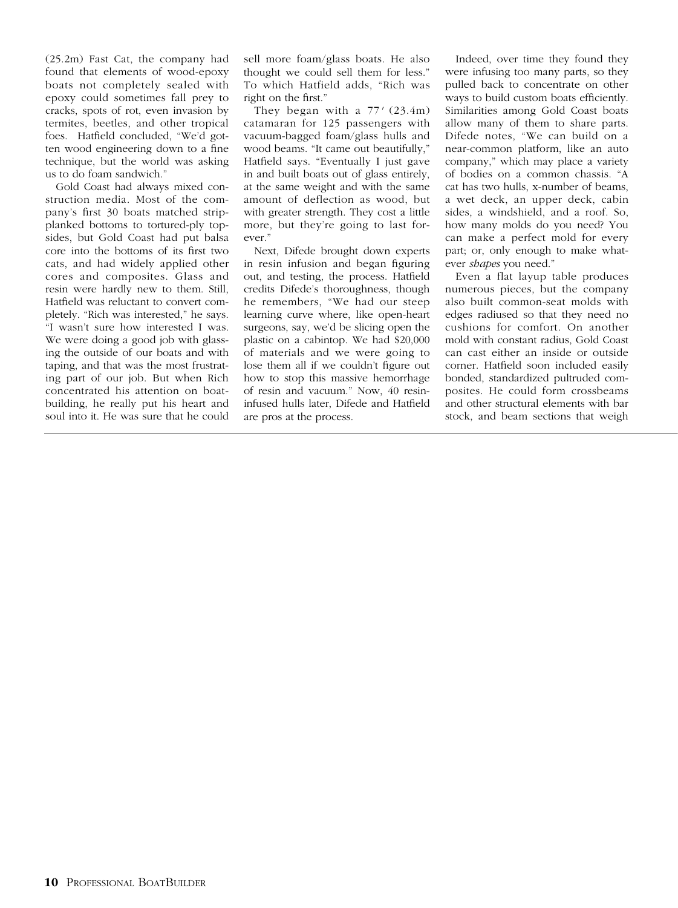(25.2m) Fast Cat, the company had found that elements of wood-epoxy boats not completely sealed with epoxy could sometimes fall prey to cracks, spots of rot, even invasion by termites, beetles, and other tropical foes. Hatfield concluded, "We'd gotten wood engineering down to a fine technique, but the world was asking us to do foam sandwich."

Gold Coast had always mixed construction media. Most of the company's first 30 boats matched strip-planked bottoms to tortured-ply topsides, but Gold Coast had put balsa core into the bottoms of its first two cats, and had widely applied other cores and composites. Glass and resin were hardly new to them. Still, Hatfield was reluctant to convert completely. "Rich was interested," he says. "I wasn't sure how interested I was. We were doing a good job with glassing the outside of our boats and with taping, and that was the most frustrating part of our job. But when Rich concentrated his attention on boatbuilding, he really put his heart and soul into it. He was sure that he could sell more foam/glass boats. He also thought we could sell them for less." To which Hatfield adds, "Rich was right on the first."

They began with a 77′ (23.4m) catamaran for 125 passengers with vacuum-bagged foam/glass hulls and wood beams. "It came out beautifully," Hatfield says. "Eventually I just gave in and built boats out of glass entirely, at the same weight and with the same amount of deflection as wood, but with greater strength. They cost a little more, but they're going to last forever."

Next, Difede brought down experts in resin infusion and began figuring out, and testing, the process. Hatfield credits Difede's thoroughness, though he remembers, "We had our steep learning curve where, like open-heart surgeons, say, we'd be slicing open the plastic on a cabintop. We had $20,000 of materials and we were going to lose them all if we couldn't figure out how to stop this massive hemorrhage of resin and vacuum." Now, 40 resin-infused hulls later, Difede and Hatfield are pros at the process.

Indeed, over time they found they were infusing too many parts, so they pulled back to concentrate on other ways to build custom boats efficiently. Similarities among Gold Coast boats allow many of them to share parts. Difede notes, "We can build on a near-common platform, like an auto company," which may place a variety of bodies on a common chassis. "A cat has two hulls, x-number of beams, a wet deck, an upper deck, cabin sides, a windshield, and a roof. So, how many molds do you need? You can make a perfect mold for every part; or, only enough to make whatever *shapes* you need."

Even a flat layup table produces numerous pieces, but the company also built common-seat molds with edges radiused so that they need no cushions for comfort. On another mold with constant radius, Gold Coast can cast either an inside or outside corner. Hatfield soon included easily bonded, standardized pultruded composites. He could form crossbeams and other structural elements with bar stock, and beam sections that weigh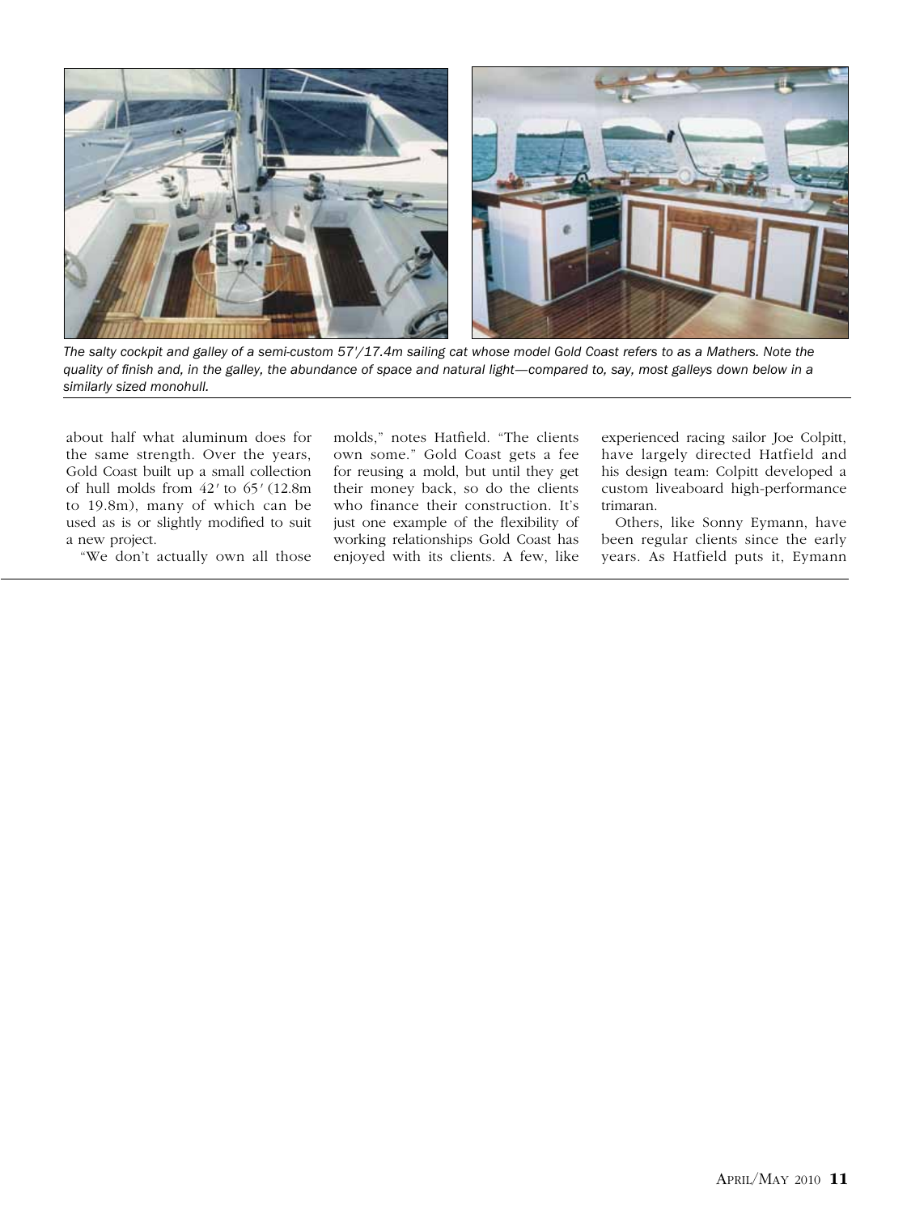*The salty cockpit and galley of a semi-custom 57'/17.4m sailing cat whose model Gold Coast refers to as a Mathers. Note the quality of finish and, in the galley, the abundance of space and natural light—compared to, say, most galleys down below in a similarly sized monohull.*

about half what aluminum does for the same strength. Over the years, Gold Coast built up a small collection of hull molds from 42′ to 65′ (12.8m to 19.8m), many of which can be used as is or slightly modified to suit a new project.

"We don't actually own all those molds," notes Hatfield. "The clients own some." Gold Coast gets a fee for reusing a mold, but until they get their money back, so do the clients who finance their construction. It's just one example of the flexibility of working relationships Gold Coast has enjoyed with its clients. A few, like experienced racing sailor Joe Colpitt, have largely directed Hatfield and his design team: Colpitt developed a custom liveaboard high-performance trimaran.

Others, like Sonny Eymann, have been regular clients since the early years. As Hatfield puts it, Eymann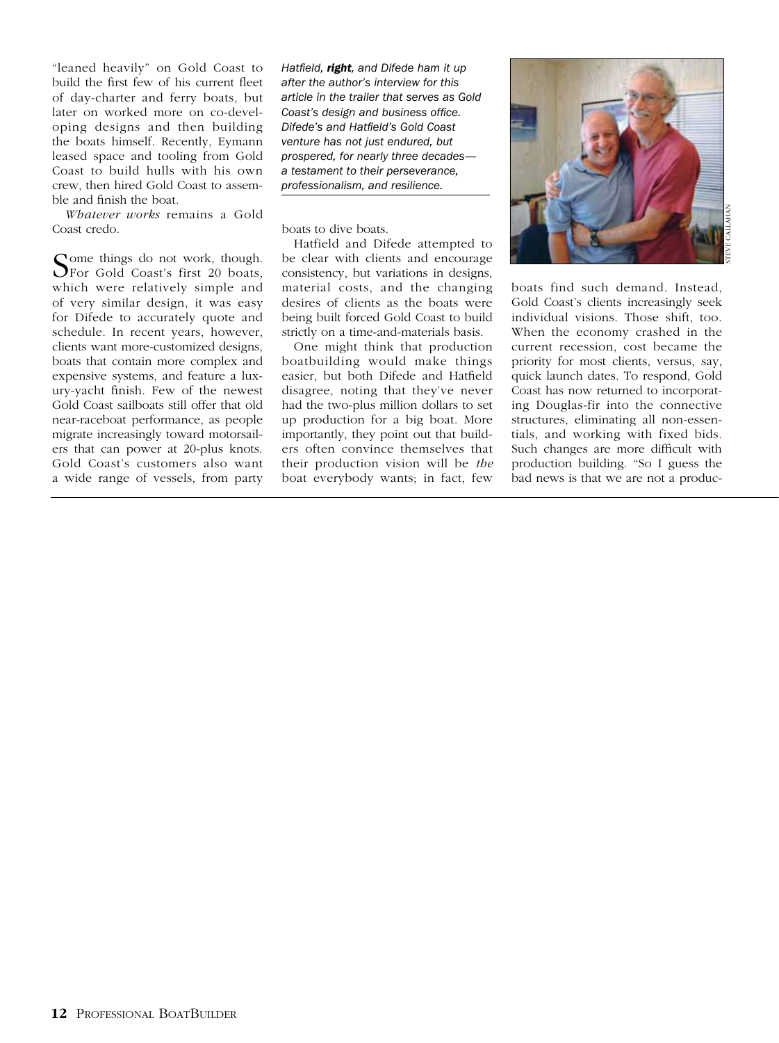"leaned heavily" on Gold Coast to build the first few of his current fleet of day-charter and ferry boats, but later on worked more on co-developing designs and then building the boats himself. Recently, Eymann leased space and tooling from Gold Coast to build hulls with his own crew, then hired Gold Coast to assemble and finish the boat.

*Whatever works* remains a Gold Coast credo.

Some things do not work, though. For Gold Coast's first 20 boats, which were relatively simple and of very similar design, it was easy for Difede to accurately quote and schedule. In recent years, however, clients want more-customized designs, boats that contain more complex and expensive systems, and feature a luxury-yacht finish. Few of the newest Gold Coast sailboats still offer that old near-raceboat performance, as people migrate increasingly toward motorsailers that can power at 20-plus knots. Gold Coast's customers also want a wide range of vessels, from party boats to dive boats.

*Hatfield, **right**, and Difede ham it up after the author's interview for this article in the trailer that serves as Gold Coast's design and business office. Difede's and Hatfield's Gold Coast venture has not just endured, but prospered, for nearly three decades—a testament to their perseverance, professionalism, and resilience.*

STEVE CALLAHAN

Hatfield and Difede attempted to be clear with clients and encourage consistency, but variations in designs, material costs, and the changing desires of clients as the boats were being built forced Gold Coast to build strictly on a time-and-materials basis.

One might think that production boatbuilding would make things easier, but both Difede and Hatfield disagree, noting that they've never had the two-plus million dollars to set up production for a big boat. More importantly, they point out that builders often convince themselves that their production vision will be *the* boat everybody wants; in fact, few boats find such demand. Instead, Gold Coast's clients increasingly seek individual visions. Those shift, too. When the economy crashed in the current recession, cost became the priority for most clients, versus, say, quick launch dates. To respond, Gold Coast has now returned to incorporating Douglas-fir into the connective structures, eliminating all non-essentials, and working with fixed bids. Such changes are more difficult with production building. "So I guess the bad news is that we are not a produc-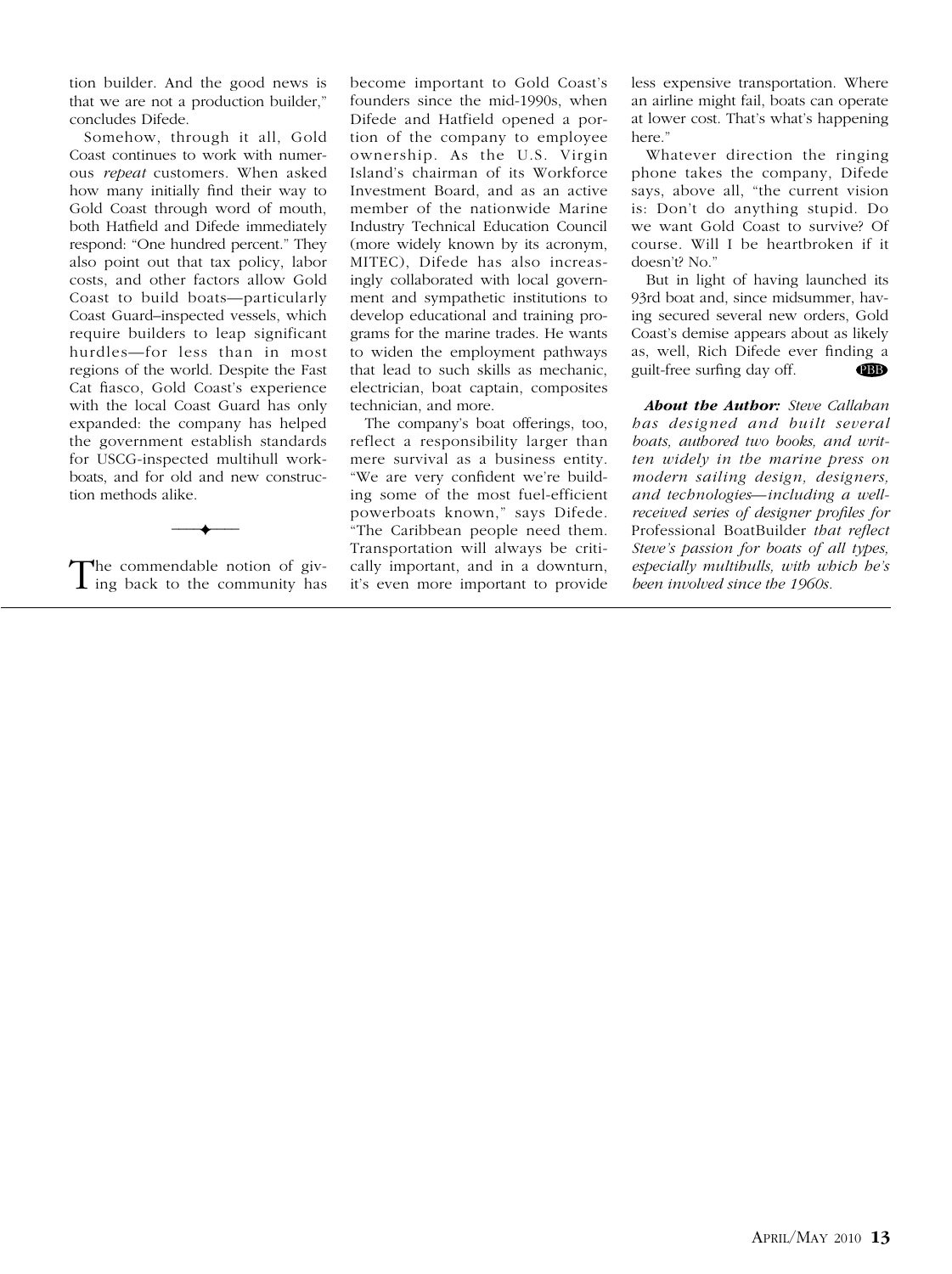tion builder. And the good news is that we are not a production builder," concludes Difede.

Somehow, through it all, Gold Coast continues to work with numerous *repeat* customers. When asked how many initially find their way to Gold Coast through word of mouth, both Hatfield and Difede immediately respond: "One hundred percent." They also point out that tax policy, labor costs, and other factors allow Gold Coast to build boats—particularly Coast Guard–inspected vessels, which require builders to leap significant hurdles—for less than in most regions of the world. Despite the Fast Cat fiasco, Gold Coast's experience with the local Coast Guard has only expanded: the company has helped the government establish standards for USCG-inspected multihull workboats, and for old and new construction methods alike.

---

The commendable notion of giving back to the community has become important to Gold Coast's founders since the mid-1990s, when Difede and Hatfield opened a portion of the company to employee ownership. As the U.S. Virgin Island's chairman of its Workforce Investment Board, and as an active member of the nationwide Marine Industry Technical Education Council (more widely known by its acronym, MITEC), Difede has also increasingly collaborated with local government and sympathetic institutions to develop educational and training programs for the marine trades. He wants to widen the employment pathways that lead to such skills as mechanic, electrician, boat captain, composites technician, and more.

The company's boat offerings, too, reflect a responsibility larger than mere survival as a business entity. "We are very confident we're building some of the most fuel-efficient powerboats known," says Difede. "The Caribbean people need them. Transportation will always be critically important, and in a downturn, it's even more important to provide less expensive transportation. Where an airline might fail, boats can operate at lower cost. That's what's happening here."

Whatever direction the ringing phone takes the company, Difede says, above all, "the current vision is: Don't do anything stupid. Do we want Gold Coast to survive? Of course. Will I be heartbroken if it doesn't? No."

But in light of having launched its 93rd boat and, since midsummer, having secured several new orders, Gold Coast's demise appears about as likely as, well, Rich Difede ever finding a guilt-free surfing day off. PBB

***About the Author:*** *Steve Callahan has designed and built several boats, authored two books, and written widely in the marine press on modern sailing design, designers, and technologies—including a well-received series of designer profiles for* Professional BoatBuilder *that reflect Steve's passion for boats of all types, especially multihulls, with which he's been involved since the 1960s.*